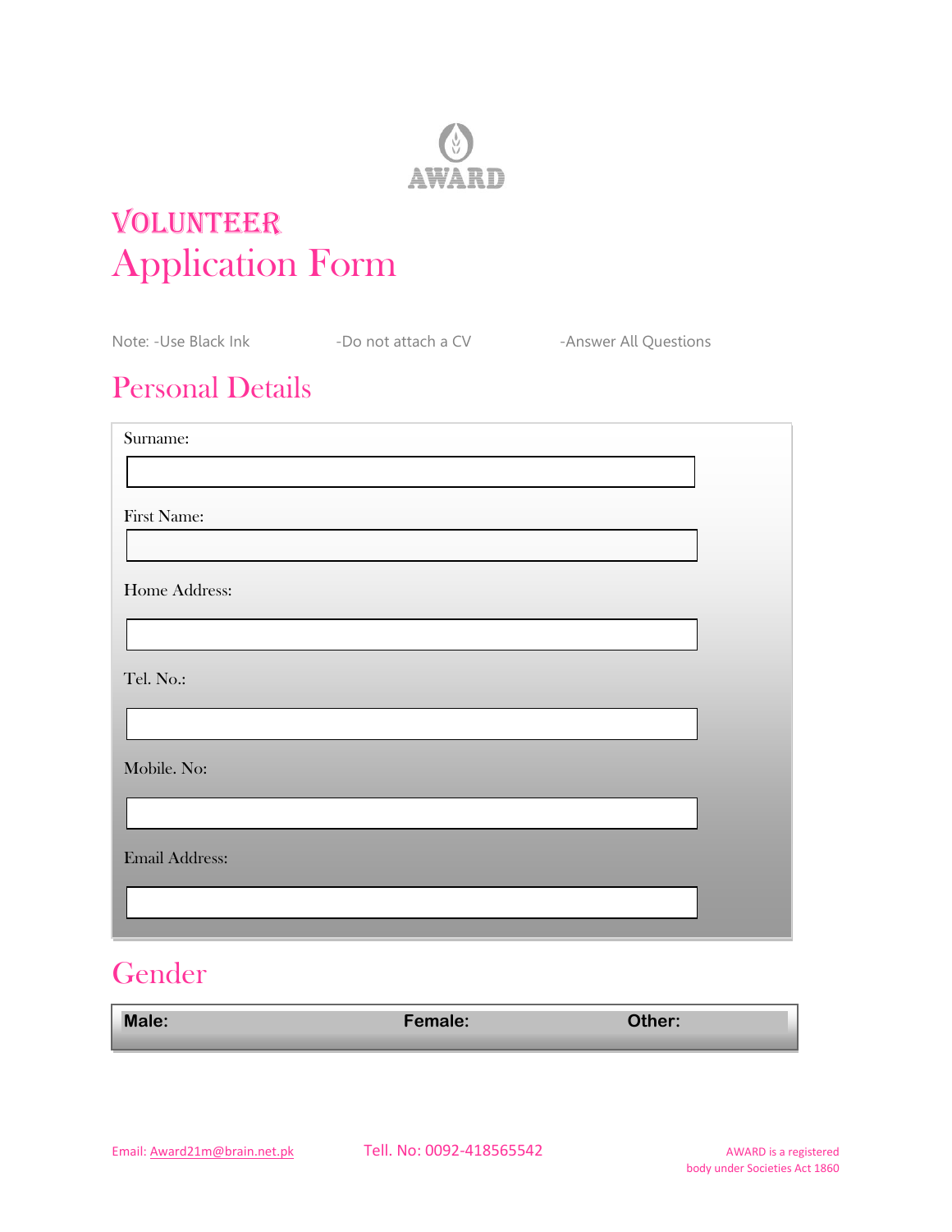AWARD

# VOLUNTEER Application Form

Note: -Use Black Ink -Do not attach a CV -Answer All Questions

## Personal Details

Surname:

First Name:

Home Address:

Tel. No.:

Mobile. No:

Email Address:

## Gender

| Male: | Female: | Other: |
|---|---|---|

Email: Award21m@brain.net.pk Tell. No: 0092-418565542 AWARD is a registered body under Societies Act 1860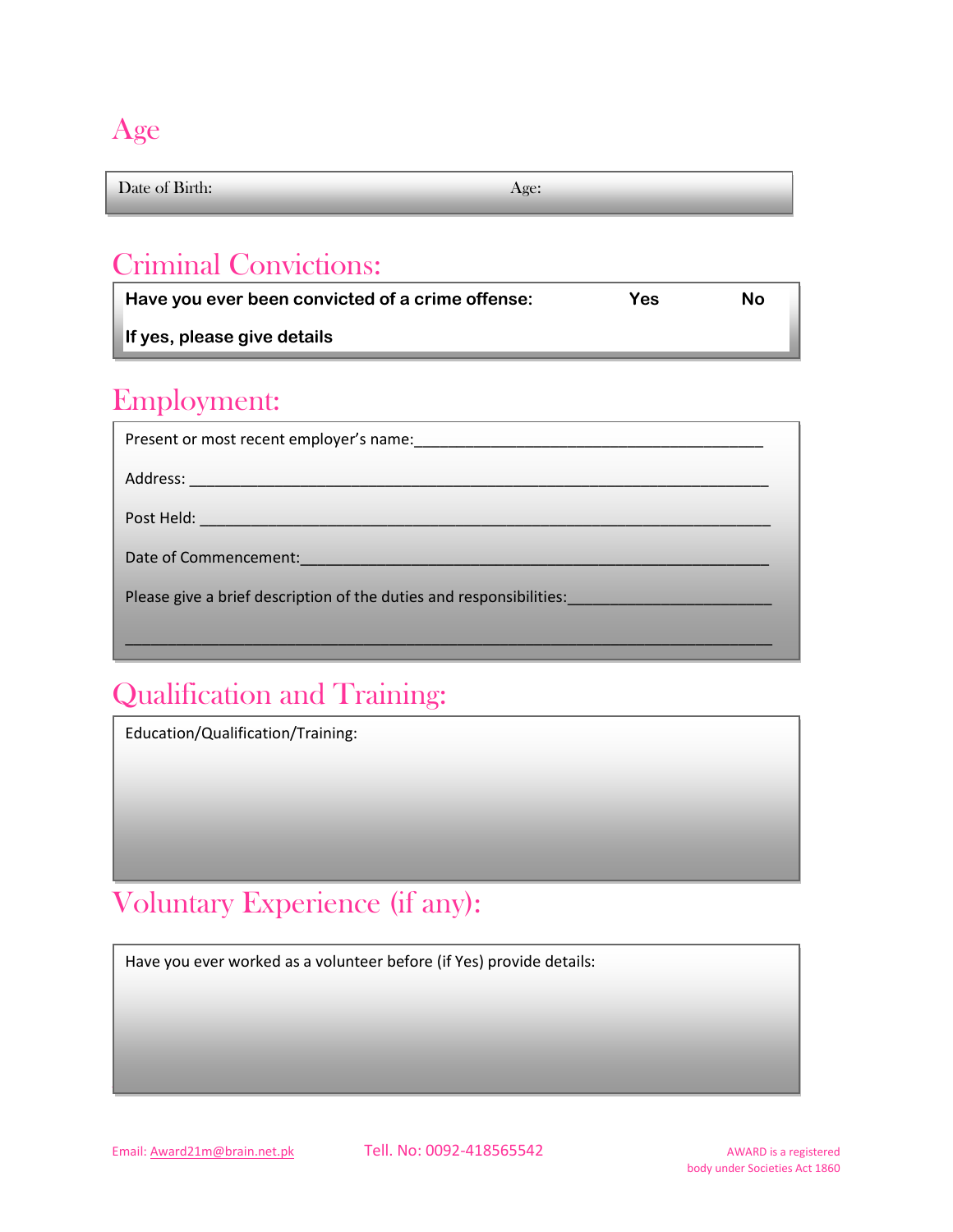## Age

| Date of Birth: | Age: |
| --- | --- |

## Criminal Convictions:

| **Have you ever been convicted of a crime offense:** | **Yes** | **No** |
| --- | --- | --- |
| **If yes, please give details** | | |

## Employment:

Present or most recent employer's name:_______________________________________

Address: _______________________________________________________________

Post Held: _______________________________________________________________

Date of Commencement:___________________________________________________

Please give a brief description of the duties and responsibilities:______________________

________________________________________________________________________

## Qualification and Training:

Education/Qualification/Training:

## Voluntary Experience (if any):

Have you ever worked as a volunteer before (if Yes) provide details:

Email: Award21m@brain.net.pk Tell. No: 0092-418565542 AWARD is a registered body under Societies Act 1860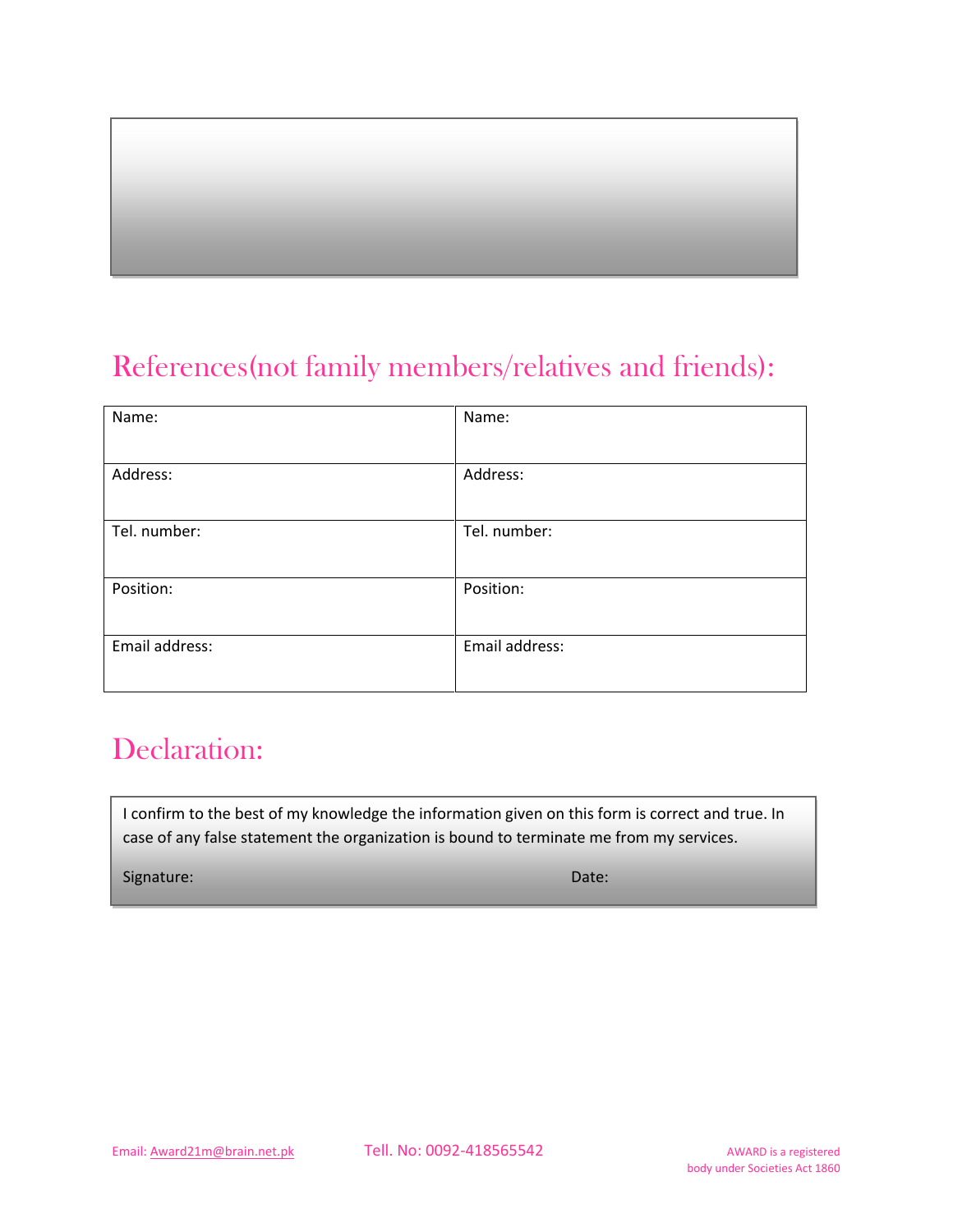## References(not family members/relatives and friends):

| | |
|---|---|
| Name: | Name: |
| Address: | Address: |
| Tel. number: | Tel. number: |
| Position: | Position: |
| Email address: | Email address: |

## Declaration:

I confirm to the best of my knowledge the information given on this form is correct and true. In case of any false statement the organization is bound to terminate me from my services.

Signature: Date:

Email: Award21m@brain.net.pk Tell. No: 0092-418565542 AWARD is a registered body under Societies Act 1860